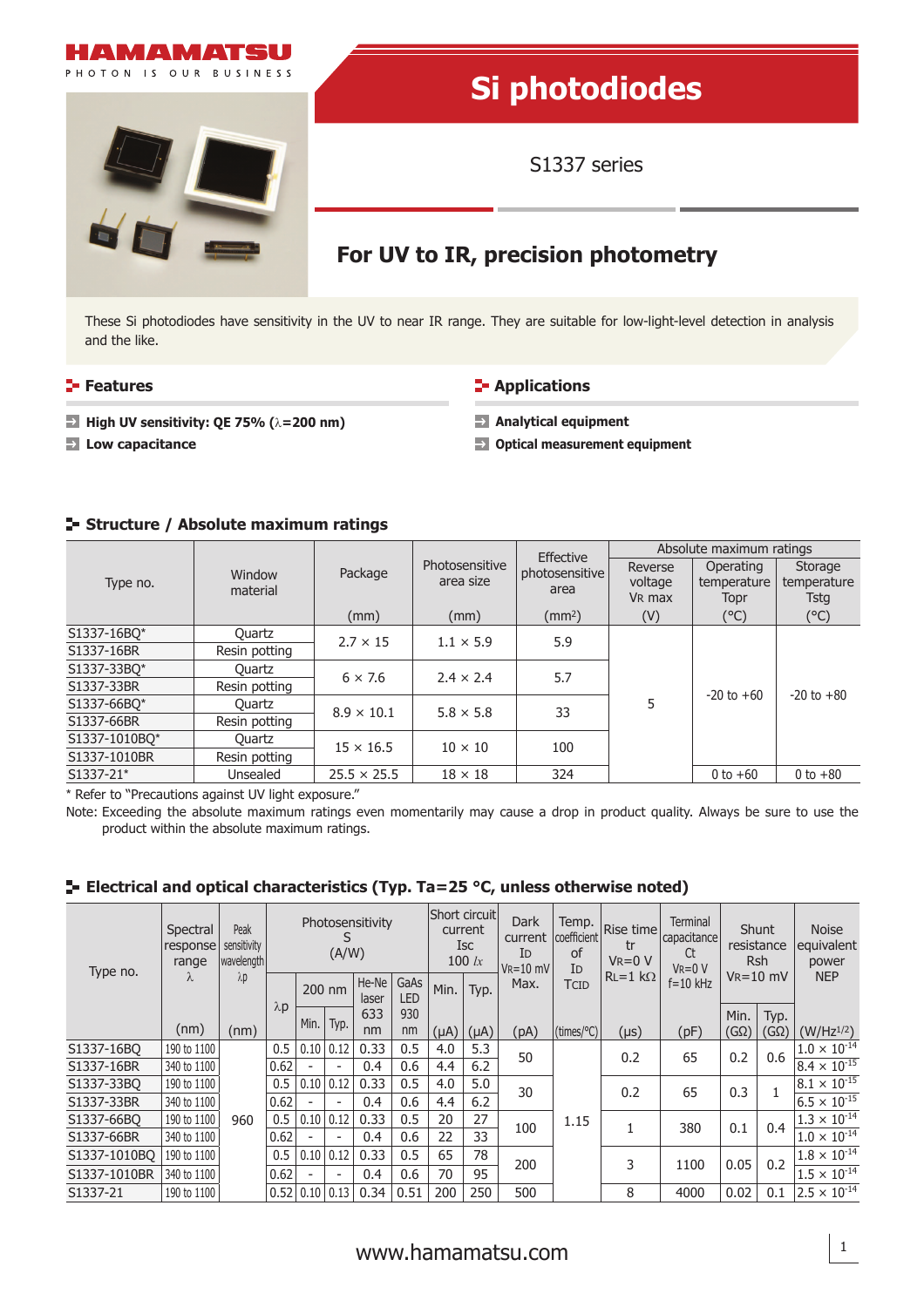HAMAMATSU

PHOTON IS OUR BUSINESS

# Si photodiodes

S1337 series

## For UV to IR, precision photometry

These Si photodiodes have sensitivity in the UV to near IR range. They are suitable for low-light-level detection in analysis and the like.

### Features

- **High UV sensitivity: QE 75% (λ=200 nm)**
- **Low capacitance**

### Applications

- **Analytical equipment**
- **Optical measurement equipment**

### Structure / Absolute maximum ratings

| Type no. | Window material | Package (mm) | Photosensitive area size (mm) | Effective photosensitive area ($mm^2$) | Absolute maximum ratings: Reverse voltage $V_R$ max (V) | Absolute maximum ratings: Operating temperature Topr (°C) | Absolute maximum ratings: Storage temperature Tstg (°C) |
|---|---|---|---|---|---|---|---|
| S1337-16BQ* | Quartz | 2.7 × 15 | 1.1 × 5.9 | 5.9 | 5 | -20 to +60 | -20 to +80 |
| S1337-16BR | Resin potting | | | | | | |
| S1337-33BQ* | Quartz | 6 × 7.6 | 2.4 × 2.4 | 5.7 | | | |
| S1337-33BR | Resin potting | | | | | | |
| S1337-66BQ* | Quartz | 8.9 × 10.1 | 5.8 × 5.8 | 33 | | | |
| S1337-66BR | Resin potting | | | | | | |
| S1337-1010BQ* | Quartz | 15 × 16.5 | 10 × 10 | 100 | | | |
| S1337-1010BR | Resin potting | | | | | | |
| S1337-21* | Unsealed | 25.5 × 25.5 | 18 × 18 | 324 | | 0 to +60 | 0 to +80 |

\* Refer to "Precautions against UV light exposure."

Note: Exceeding the absolute maximum ratings even momentarily may cause a drop in product quality. Always be sure to use the product within the absolute maximum ratings.

### Electrical and optical characteristics (Typ. Ta=25 °C, unless otherwise noted)

| Type no. | Spectral response range λ (nm) | Peak sensitivity wavelength λp (nm) | Photosensitivity S (A/W) λp | 200 nm Min. | 200 nm Typ. | He-Ne laser 633 nm | GaAs LED 930 nm | Short circuit current Isc 100 lx Min. (μA) | Isc Typ. (μA) | Dark current ID $V_R$=10 mV Max. (pA) | Temp. coefficient of ID TCID (times/°C) | Rise time tr $V_R$=0 V $R_L$=1 kΩ (μs) | Terminal capacitance Ct $V_R$=0 V f=10 kHz (pF) | Shunt resistance Rsh $V_R$=10 mV Min. (GΩ) | Rsh Typ. (GΩ) | Noise equivalent power NEP ($W/Hz^{1/2}$) |
|---|---|---|---|---|---|---|---|---|---|---|---|---|---|---|---|---|
| S1337-16BQ | 190 to 1100 | 960 | 0.5 | 0.10 | 0.12 | 0.33 | 0.5 | 4.0 | 5.3 | 50 | 1.15 | 0.2 | 65 | 0.2 | 0.6 | $1.0 \times 10^{-14}$ |
| S1337-16BR | 340 to 1100 | | 0.62 | - | - | 0.4 | 0.6 | 4.4 | 6.2 | | | | | | | $8.4 \times 10^{-15}$ |
| S1337-33BQ | 190 to 1100 | | 0.5 | 0.10 | 0.12 | 0.33 | 0.5 | 4.0 | 5.0 | 30 | | 0.2 | 65 | 0.3 | 1 | $8.1 \times 10^{-15}$ |
| S1337-33BR | 340 to 1100 | | 0.62 | - | - | 0.4 | 0.6 | 4.4 | 6.2 | | | | | | | $6.5 \times 10^{-15}$ |
| S1337-66BQ | 190 to 1100 | | 0.5 | 0.10 | 0.12 | 0.33 | 0.5 | 20 | 27 | 100 | | 1 | 380 | 0.1 | 0.4 | $1.3 \times 10^{-14}$ |
| S1337-66BR | 340 to 1100 | | 0.62 | - | - | 0.4 | 0.6 | 22 | 33 | | | | | | | $1.0 \times 10^{-14}$ |
| S1337-1010BQ | 190 to 1100 | | 0.5 | 0.10 | 0.12 | 0.33 | 0.5 | 65 | 78 | 200 | | 3 | 1100 | 0.05 | 0.2 | $1.8 \times 10^{-14}$ |
| S1337-1010BR | 340 to 1100 | | 0.62 | - | - | 0.4 | 0.6 | 70 | 95 | | | | | | | $1.5 \times 10^{-14}$ |
| S1337-21 | 190 to 1100 | | 0.52 | 0.10 | 0.13 | 0.34 | 0.51 | 200 | 250 | 500 | | 8 | 4000 | 0.02 | 0.1 | $2.5 \times 10^{-14}$ |

www.hamamatsu.com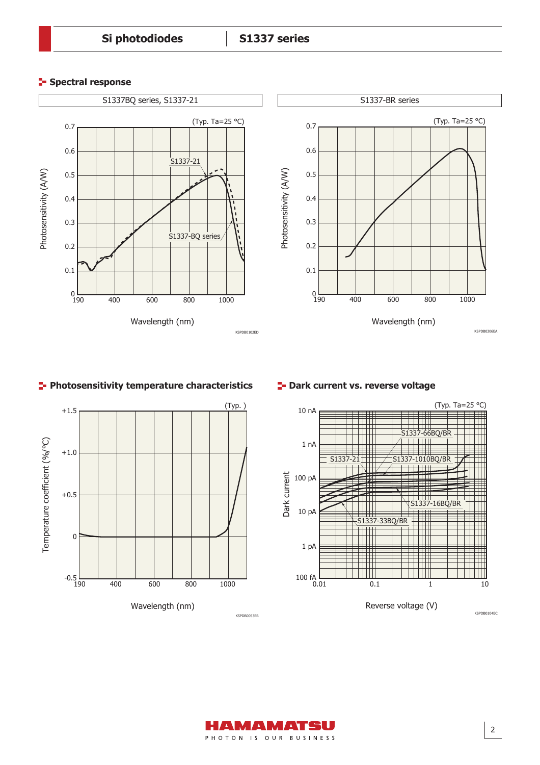## Spectral response

S1337BQ series, S1337-21

(Typ. Ta=25 °C)

Photosensitivity (A/W)

0.7
0.6
0.5
0.4
0.3
0.2
0.1
0

190
400
600
800
1000

S1337-21

S1337-BQ series

Wavelength (nm)

KSPDB0102ED

S1337-BR series

(Typ. Ta=25 °C)

Photosensitivity (A/W)

0.7
0.6
0.5
0.4
0.3
0.2
0.1
0

190
400
600
800
1000

Wavelength (nm)

KSPDB0306EA

## Photosensitivity temperature characteristics

(Typ. )

Temperature coefficient (%/°C)

+1.5
+1.0
+0.5
0
-0.5

190
400
600
800
1000

Wavelength (nm)

KSPDB0053EB

## Dark current vs. reverse voltage

(Typ. Ta=25 °C)

Dark current

10 nA
1 nA
100 pA
10 pA
1 pA
100 fA

0.01
0.1
1
10

S1337-66BQ/BR

S1337-21

S1337-1010BQ/BR

S1337-16BQ/BR

S1337-33BQ/BR

Reverse voltage (V)

KSPDB0104EC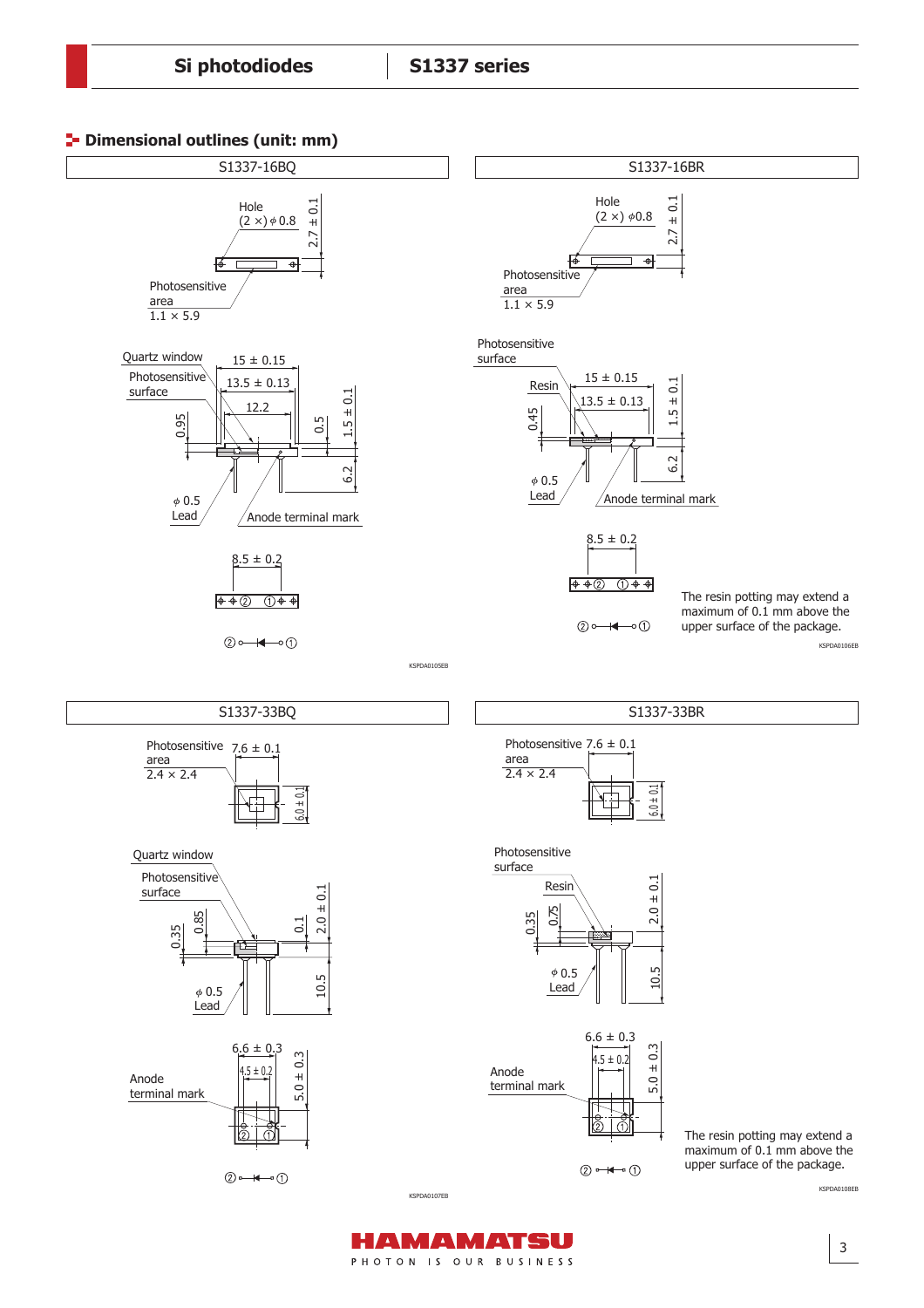## Dimensional outlines (unit: mm)

### S1337-16BQ

Hole
(2 ×) ϕ0.8

2.7 ± 0.1

Photosensitive area
1.1 × 5.9

Quartz window

Photosensitive surface

15 ± 0.15

13.5 ± 0.13

12.2

0.95

0.5

1.5 ± 0.1

6.2

ϕ 0.5
Lead

Anode terminal mark

8.5 ± 0.2

KSPDA0105EB

### S1337-16BR

Hole
(2 ×) ϕ0.8

2.7 ± 0.1

Photosensitive area
1.1 × 5.9

Photosensitive surface

Resin

15 ± 0.15

13.5 ± 0.13

0.45

1.5 ± 0.1

6.2

ϕ 0.5
Lead

Anode terminal mark

8.5 ± 0.2

The resin potting may extend a maximum of 0.1 mm above the upper surface of the package.

KSPDA0106EB

### S1337-33BQ

Photosensitive area
2.4 × 2.4

7.6 ± 0.1

6.0 ± 0.1

Quartz window

Photosensitive surface

0.35

0.85

0.1

2.0 ± 0.1

ϕ 0.5
Lead

10.5

6.6 ± 0.3

4.5 ± 0.2

5.0 ± 0.3

Anode terminal mark

KSPDA0107EB

### S1337-33BR

Photosensitive area
2.4 × 2.4

7.6 ± 0.1

6.0 ± 0.1

Photosensitive surface

Resin

0.35

0.75

2.0 ± 0.1

ϕ 0.5
Lead

10.5

6.6 ± 0.3

4.5 ± 0.2

5.0 ± 0.3

Anode terminal mark

The resin potting may extend a maximum of 0.1 mm above the upper surface of the package.

KSPDA0108EB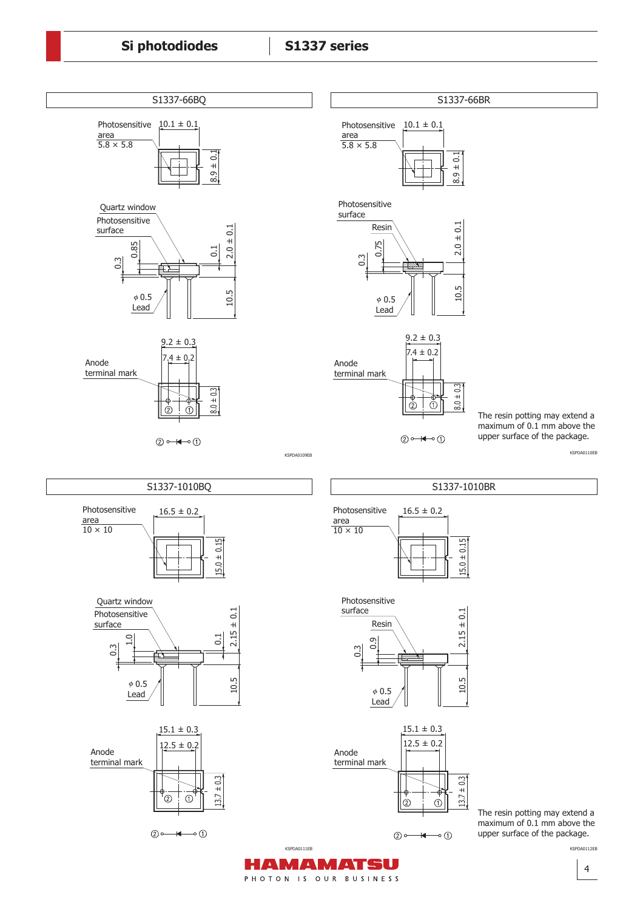## S1337-66BQ

Photosensitive area 5.8 × 5.8

10.1 ± 0.1

8.9 ± 0.1

Quartz window

Photosensitive surface

0.85

0.3

0.1

2.0 ± 0.1

ϕ 0.5 Lead

10.5

9.2 ± 0.3

7.4 ± 0.2

Anode terminal mark

8.0 ± 0.3

② ① 

② ○—|◄—○ ①

KSPDA0109EB

## S1337-66BR

Photosensitive area 5.8 × 5.8

10.1 ± 0.1

8.9 ± 0.1

Photosensitive surface

Resin

0.75

0.3

2.0 ± 0.1

ϕ 0.5 Lead

10.5

9.2 ± 0.3

7.4 ± 0.2

Anode terminal mark

8.0 ± 0.3

② ①

② ○—|◄—○ ①

The resin potting may extend a maximum of 0.1 mm above the upper surface of the package.

KSPDA0110EB

## S1337-1010BQ

Photosensitive area 10 × 10

16.5 ± 0.2

15.0 ± 0.15

Quartz window

Photosensitive surface

1.0

0.3

0.1

2.15 ± 0.1

ϕ 0.5 Lead

10.5

15.1 ± 0.3

12.5 ± 0.2

Anode terminal mark

13.7 ± 0.3

② ①

② ○—|◄—○ ①

KSPDA0111EB

## S1337-1010BR

Photosensitive area 10 × 10

16.5 ± 0.2

15.0 ± 0.15

Photosensitive surface

Resin

0.9

0.3

2.15 ± 0.1

ϕ 0.5 Lead

10.5

15.1 ± 0.3

12.5 ± 0.2

Anode terminal mark

13.7 ± 0.3

② ①

② ○—|◄—○ ①

The resin potting may extend a maximum of 0.1 mm above the upper surface of the package.

KSPDA0112EB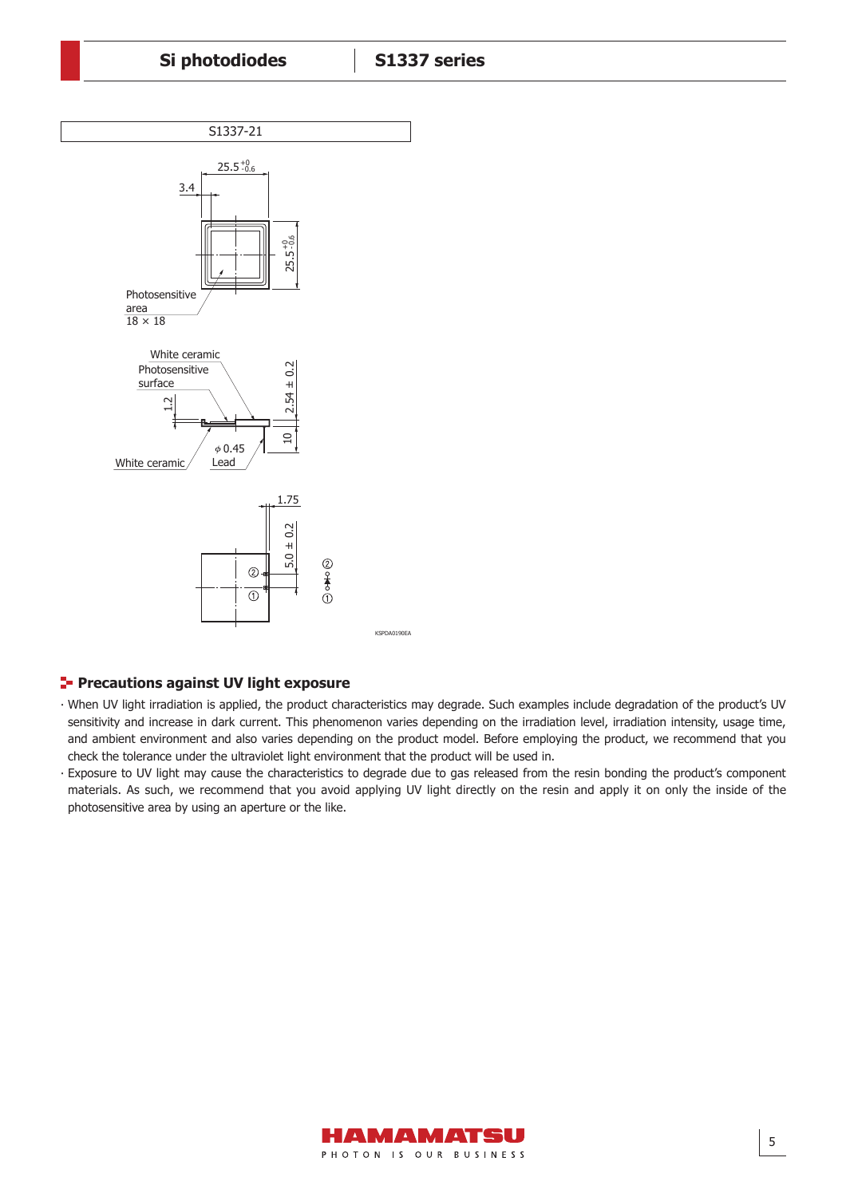S1337-21

25.5 $^{+0}_{-0.6}$

3.4

25.5 $^{+0}_{-0.6}$

Photosensitive area
18 × 18

White ceramic

Photosensitive surface

1.2

2.54 ± 0.2

10

White ceramic

ϕ 0.45
Lead

1.75

5.0 ± 0.2

②

①

KSPDA0190EA

## Precautions against UV light exposure

- When UV light irradiation is applied, the product characteristics may degrade. Such examples include degradation of the product's UV sensitivity and increase in dark current. This phenomenon varies depending on the irradiation level, irradiation intensity, usage time, and ambient environment and also varies depending on the product model. Before employing the product, we recommend that you check the tolerance under the ultraviolet light environment that the product will be used in.
- Exposure to UV light may cause the characteristics to degrade due to gas released from the resin bonding the product's component materials. As such, we recommend that you avoid applying UV light directly on the resin and apply it on only the inside of the photosensitive area by using an aperture or the like.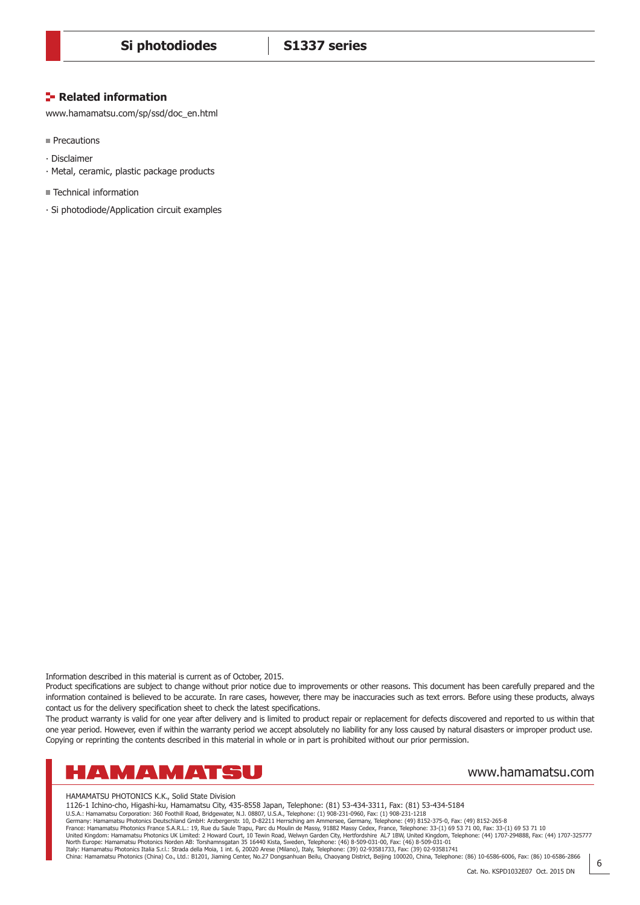## Related information

www.hamamatsu.com/sp/ssd/doc_en.html

- Precautions
  - · Disclaimer
  - · Metal, ceramic, plastic package products
- Technical information
  - · Si photodiode/Application circuit examples

Information described in this material is current as of October, 2015.

Product specifications are subject to change without prior notice due to improvements or other reasons. This document has been carefully prepared and the information contained is believed to be accurate. In rare cases, however, there may be inaccuracies such as text errors. Before using these products, always contact us for the delivery specification sheet to check the latest specifications.

The product warranty is valid for one year after delivery and is limited to product repair or replacement for defects discovered and reported to us within that one year period. However, even if within the warranty period we accept absolutely no liability for any loss caused by natural disasters or improper product use.

Copying or reprinting the contents described in this material in whole or in part is prohibited without our prior permission.

**HAMAMATSU**

www.hamamatsu.com

HAMAMATSU PHOTONICS K.K., Solid State Division
1126-1 Ichino-cho, Higashi-ku, Hamamatsu City, 435-8558 Japan, Telephone: (81) 53-434-3311, Fax: (81) 53-434-5184
U.S.A.: Hamamatsu Corporation: 360 Foothill Road, Bridgewater, N.J. 08807, U.S.A., Telephone: (1) 908-231-0960, Fax: (1) 908-231-1218
Germany: Hamamatsu Photonics Deutschland GmbH: Arzbergerstr. 10, D-82211 Herrsching am Ammersee, Germany, Telephone: (49) 8152-375-0, Fax: (49) 8152-265-8
France: Hamamatsu Photonics France S.A.R.L.: 19, Rue du Saule Trapu, Parc du Moulin de Massy, 91882 Massy Cedex, France, Telephone: 33-(1) 69 53 71 00, Fax: 33-(1) 69 53 71 10
United Kingdom: Hamamatsu Photonics UK Limited: 2 Howard Court, 10 Tewin Road, Welwyn Garden City, Hertfordshire AL7 1BW, United Kingdom, Telephone: (44) 1707-294888, Fax: (44) 1707-325777
North Europe: Hamamatsu Photonics Norden AB: Torshamnsgatan 35 16440 Kista, Sweden, Telephone: (46) 8-509-031-00, Fax: (46) 8-509-031-01
Italy: Hamamatsu Photonics Italia S.r.l.: Strada della Moia, 1 int. 6, 20020 Arese (Milano), Italy, Telephone: (39) 02-93581733, Fax: (39) 02-93581741
China: Hamamatsu Photonics (China) Co., Ltd.: B1201, Jiaming Center, No.27 Dongsanhuan Beilu, Chaoyang District, Beijing 100020, China, Telephone: (86) 10-6586-6006, Fax: (86) 10-6586-2866

Cat. No. KSPD1032E07 Oct. 2015 DN